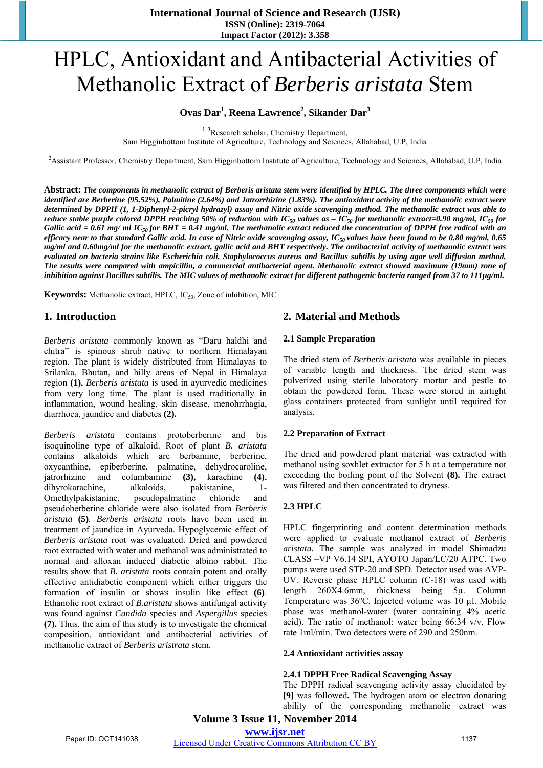# HPLC, Antioxidant and Antibacterial Activities of Methanolic Extract of *Berberis aristata* Stem

**Ovas Dar[1], Reena Lawrence[2], Sikander Dar[3]**

[1, 3]Research scholar, Chemistry Department, Sam Higginbottom Institute of Agriculture, Technology and Sciences, Allahabad, U.P, India

[2]Assistant Professor, Chemistry Department, Sam Higginbottom Institute of Agriculture, Technology and Sciences, Allahabad, U.P, India

**Abstract:** ***The components in methanolic extract of Berberis aristata stem were identified by HPLC. The three components which were identified are Berberine (95.52%), Palmitine (2.64%) and Jatrorrhizine (1.83%). The antioxidant activity of the methanolic extract were determined by DPPH (1, 1-Diphenyl-2-picryl hydrazyl) assay and Nitric oxide scavenging method. The methanolic extract was able to reduce stable purple colored DPPH reaching 50% of reduction with $IC_{50}$ values as – $IC_{50}$ for methanolic extract=0.90 mg/ml, $IC_{50}$ for Gallic acid = 0.61 mg/ ml $IC_{50}$ for BHT = 0.41 mg/ml. The methanolic extract reduced the concentration of DPPH free radical with an efficacy near to that standard Gallic acid. In case of Nitric oxide scavenging assay, $IC_{50}$ values have been found to be 0.80 mg/ml, 0.65 mg/ml and 0.60mg/ml for the methanolic extract, gallic acid and BHT respectively. The antibacterial activity of methanolic extract was evaluated on bacteria strains like Escherichia coli, Staphylococcus aureus and Bacillus subtilis by using agar well diffusion method. The results were compared with ampicillin, a commercial antibacterial agent. Methanolic extract showed maximum (19mm) zone of inhibition against Bacillus subtilis. The MIC values of methanolic extract for different pathogenic bacteria ranged from 37 to 111µg/ml.***

**Keywords:** Methanolic extract, HPLC, $IC_{50}$, Zone of inhibition, MIC

## 1. Introduction

*Berberis aristata* commonly known as "Daru haldhi and chitra" is spinous shrub native to northern Himalayan region. The plant is widely distributed from Himalayas to Srilanka, Bhutan, and hilly areas of Nepal in Himalaya region **(1).** *Berberis aristata* is used in ayurvedic medicines from very long time. The plant is used traditionally in inflammation, wound healing, skin disease, menohrrhagia, diarrhoea, jaundice and diabetes **(2).**

*Berberis aristata* contains protoberberine and bis isoquinoline type of alkaloid. Root of plant *B. aristata* contains alkaloids which are berbamine, berberine, oxycanthine, epiberberine, palmatine, dehydrocaroline, jatrorhizine and columbamine **(3),** karachine **(4)**, dihyrokarachine, alkaloids, pakistanine, 1-Omethylpakistanine, pseudopalmatine chloride and pseudoberberine chloride were also isolated from *Berberis aristata* **(5)**. *Berberis aristata* roots have been used in treatment of jaundice in Ayurveda. Hypoglycemic effect of *Berberis aristata* root was evaluated. Dried and powdered root extracted with water and methanol was administrated to normal and alloxan induced diabetic albino rabbit. The results show that *B. aristata* roots contain potent and orally effective antidiabetic component which either triggers the formation of insulin or shows insulin like effect **(6)**. Ethanolic root extract of *B.aristata* shows antifungal activity was found against *Candida* species and *Aspergillus* species **(7).** Thus, the aim of this study is to investigate the chemical composition, antioxidant and antibacterial activities of methanolic extract of *Berberis aristrata* stem.

## 2. Material and Methods

### 2.1 Sample Preparation

The dried stem of *Berberis aristata* was available in pieces of variable length and thickness. The dried stem was pulverized using sterile laboratory mortar and pestle to obtain the powdered form. These were stored in airtight glass containers protected from sunlight until required for analysis.

### 2.2 Preparation of Extract

The dried and powdered plant material was extracted with methanol using soxhlet extractor for 5 h at a temperature not exceeding the boiling point of the Solvent **(8).** The extract was filtered and then concentrated to dryness.

### 2.3 HPLC

HPLC fingerprinting and content determination methods were applied to evaluate methanol extract of *Berberis aristata*. The sample was analyzed in model Shimadzu CLASS –VP V6.14 SPI, AYOTO Japan/LC/20 ATPC. Two pumps were used STP-20 and SPD. Detector used was AVP-UV. Reverse phase HPLC column (C-18) was used with length 260X4.6mm, thickness being 5µ. Column Temperature was 36ºC. Injected volume was 10 µl. Mobile phase was methanol-water (water containing 4% acetic acid). The ratio of methanol: water being 66:34 v/v. Flow rate 1ml/min. Two detectors were of 290 and 250nm.

### 2.4 Antioxidant activities assay

#### 2.4.1 DPPH Free Radical Scavenging Assay

The DPPH radical scavenging activity assay elucidated by **[9]** was followed**.** The hydrogen atom or electron donating ability of the corresponding methanolic extract was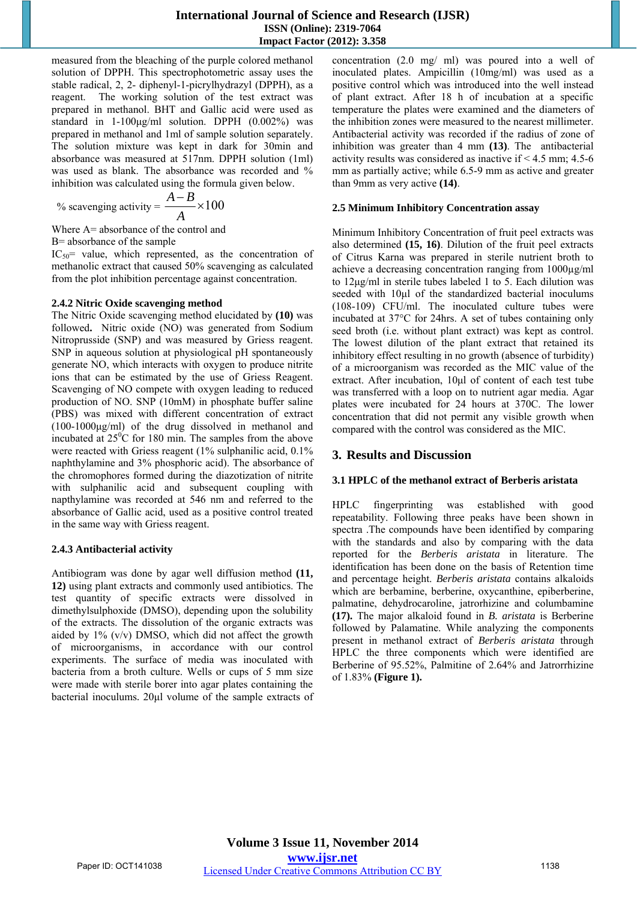measured from the bleaching of the purple colored methanol solution of DPPH. This spectrophotometric assay uses the stable radical, 2, 2- diphenyl-1-picrylhydrazyl (DPPH), as a reagent. The working solution of the test extract was prepared in methanol. BHT and Gallic acid were used as standard in 1-100µg/ml solution. DPPH (0.002%) was prepared in methanol and 1ml of sample solution separately. The solution mixture was kept in dark for 30min and absorbance was measured at 517nm. DPPH solution (1ml) was used as blank. The absorbance was recorded and % inhibition was calculated using the formula given below.

$$\% \text{ scavenging activity} = \frac{A-B}{A} \times 100$$

Where A= absorbance of the control and
B= absorbance of the sample
$IC_{50}$= value, which represented, as the concentration of methanolic extract that caused 50% scavenging as calculated from the plot inhibition percentage against concentration.

### 2.4.2 Nitric Oxide scavenging method

The Nitric Oxide scavenging method elucidated by **(10)** was followed**.** Nitric oxide (NO) was generated from Sodium Nitroprusside (SNP) and was measured by Griess reagent. SNP in aqueous solution at physiological pH spontaneously generate NO, which interacts with oxygen to produce nitrite ions that can be estimated by the use of Griess Reagent. Scavenging of NO compete with oxygen leading to reduced production of NO. SNP (10mM) in phosphate buffer saline (PBS) was mixed with different concentration of extract (100-1000µg/ml) of the drug dissolved in methanol and incubated at $25^0$C for 180 min. The samples from the above were reacted with Griess reagent (1% sulphanilic acid, 0.1% naphthylamine and 3% phosphoric acid). The absorbance of the chromophores formed during the diazotization of nitrite with sulphanilic acid and subsequent coupling with napthylamine was recorded at 546 nm and referred to the absorbance of Gallic acid, used as a positive control treated in the same way with Griess reagent.

### 2.4.3 Antibacterial activity

Antibiogram was done by agar well diffusion method **(11, 12)** using plant extracts and commonly used antibiotics. The test quantity of specific extracts were dissolved in dimethylsulphoxide (DMSO), depending upon the solubility of the extracts. The dissolution of the organic extracts was aided by 1% (v/v) DMSO, which did not affect the growth of microorganisms, in accordance with our control experiments. The surface of media was inoculated with bacteria from a broth culture. Wells or cups of 5 mm size were made with sterile borer into agar plates containing the bacterial inoculums. 20µl volume of the sample extracts of concentration (2.0 mg/ ml) was poured into a well of inoculated plates. Ampicillin (10mg/ml) was used as a positive control which was introduced into the well instead of plant extract. After 18 h of incubation at a specific temperature the plates were examined and the diameters of the inhibition zones were measured to the nearest millimeter. Antibacterial activity was recorded if the radius of zone of inhibition was greater than 4 mm **(13)**. The antibacterial activity results was considered as inactive if < 4.5 mm; 4.5-6 mm as partially active; while 6.5-9 mm as active and greater than 9mm as very active **(14)**.

### 2.5 Minimum Inhibitory Concentration assay

Minimum Inhibitory Concentration of fruit peel extracts was also determined **(15, 16)**. Dilution of the fruit peel extracts of Citrus Karna was prepared in sterile nutrient broth to achieve a decreasing concentration ranging from 1000µg/ml to 12µg/ml in sterile tubes labeled 1 to 5. Each dilution was seeded with 10µl of the standardized bacterial inoculums (108-109) CFU/ml. The inoculated culture tubes were incubated at 37°C for 24hrs. A set of tubes containing only seed broth (i.e. without plant extract) was kept as control. The lowest dilution of the plant extract that retained its inhibitory effect resulting in no growth (absence of turbidity) of a microorganism was recorded as the MIC value of the extract. After incubation, 10µl of content of each test tube was transferred with a loop on to nutrient agar media. Agar plates were incubated for 24 hours at 370C. The lower concentration that did not permit any visible growth when compared with the control was considered as the MIC.

## 3. Results and Discussion

### 3.1 HPLC of the methanol extract of Berberis aristata

HPLC fingerprinting was established with good repeatability. Following three peaks have been shown in spectra .The compounds have been identified by comparing with the standards and also by comparing with the data reported for the *Berberis aristata* in literature. The identification has been done on the basis of Retention time and percentage height. *Berberis aristata* contains alkaloids which are berbamine, berberine, oxycanthine, epiberberine, palmatine, dehydrocaroline, jatrorhizine and columbamine **(17).** The major alkaloid found in *B. aristata* is Berberine followed by Palamatine. While analyzing the components present in methanol extract of *Berberis aristata* through HPLC the three components which were identified are Berberine of 95.52%, Palmitine of 2.64% and Jatrorrhizine of 1.83% **(Figure 1).**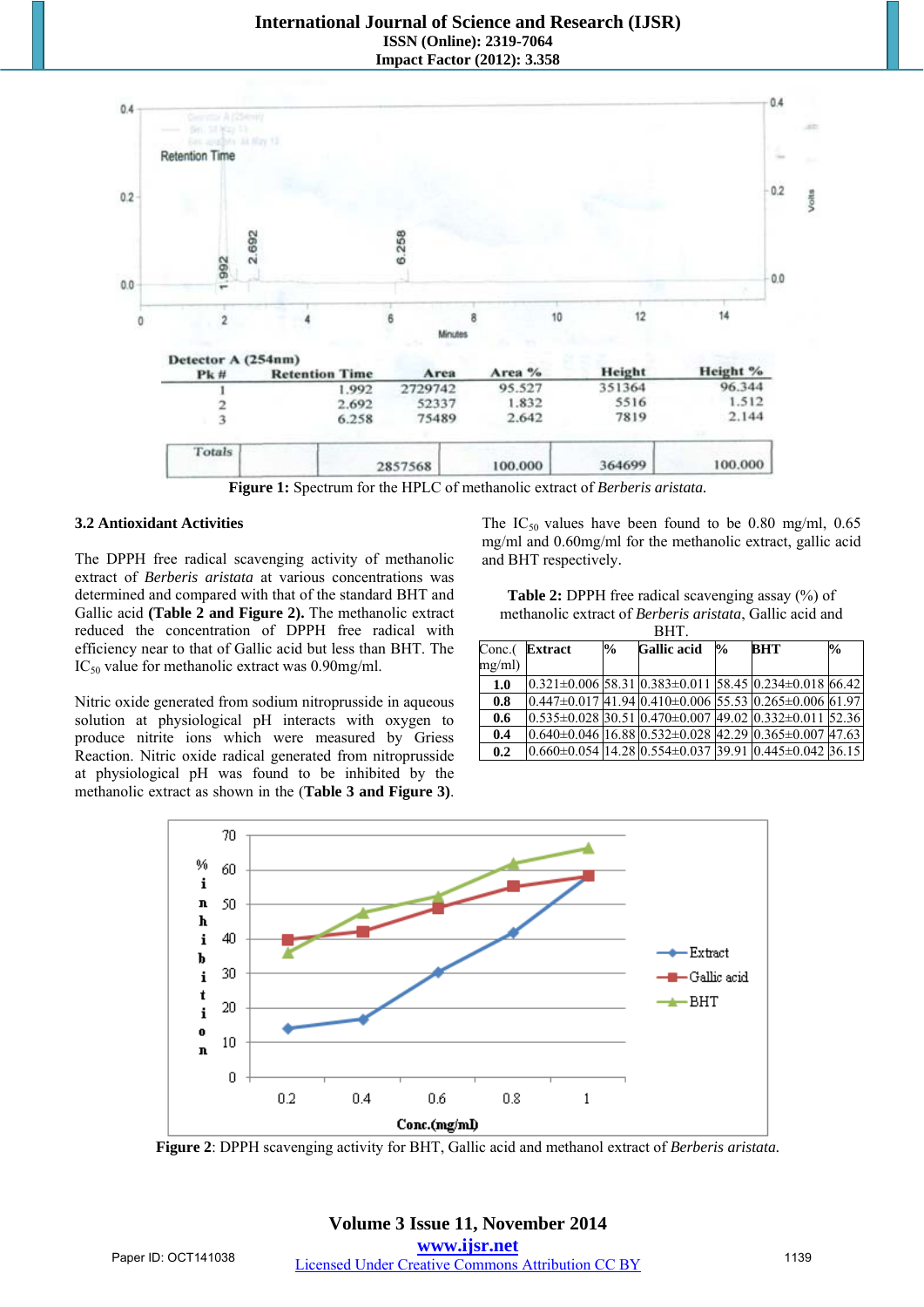| Pk # | Retention Time | Area | Area % | Height | Height % |
|---|---|---|---|---|---|
| 1 | 1.992 | 2729742 | 95.527 | 351364 | 96.344 |
| 2 | 2.692 | 52337 | 1.832 | 5516 | 1.512 |
| 3 | 6.258 | 75489 | 2.642 | 7819 | 2.144 |
| Totals | | 2857568 | 100.000 | 364699 | 100.000 |

**Figure 1:** Spectrum for the HPLC of methanolic extract of *Berberis aristata.*

### 3.2 Antioxidant Activities

The DPPH free radical scavenging activity of methanolic extract of *Berberis aristata* at various concentrations was determined and compared with that of the standard BHT and Gallic acid **(Table 2 and Figure 2).** The methanolic extract reduced the concentration of DPPH free radical with efficiency near to that of Gallic acid but less than BHT. The $IC_{50}$ value for methanolic extract was 0.90mg/ml.

Nitric oxide generated from sodium nitroprusside in aqueous solution at physiological pH interacts with oxygen to produce nitrite ions which were measured by Griess Reaction. Nitric oxide radical generated from nitroprusside at physiological pH was found to be inhibited by the methanolic extract as shown in the (**Table 3 and Figure 3**).

The $IC_{50}$ values have been found to be 0.80 mg/ml, 0.65 mg/ml and 0.60mg/ml for the methanolic extract, gallic acid and BHT respectively.

**Table 2:** DPPH free radical scavenging assay (%) of methanolic extract of *Berberis aristata*, Gallic acid and BHT.

| Conc.( mg/ml) | Extract | % | Gallic acid | % | BHT | % |
|---|---|---|---|---|---|---|
| **1.0** | 0.321±0.006 | 58.31 | 0.383±0.011 | 58.45 | 0.234±0.018 | 66.42 |
| **0.8** | 0.447±0.017 | 41.94 | 0.410±0.006 | 55.53 | 0.265±0.006 | 61.97 |
| **0.6** | 0.535±0.028 | 30.51 | 0.470±0.007 | 49.02 | 0.332±0.011 | 52.36 |
| **0.4** | 0.640±0.046 | 16.88 | 0.532±0.028 | 42.29 | 0.365±0.007 | 47.63 |
| **0.2** | 0.660±0.054 | 14.28 | 0.554±0.037 | 39.91 | 0.445±0.042 | 36.15 |

**Figure 2**: DPPH scavenging activity for BHT, Gallic acid and methanol extract of *Berberis aristata.*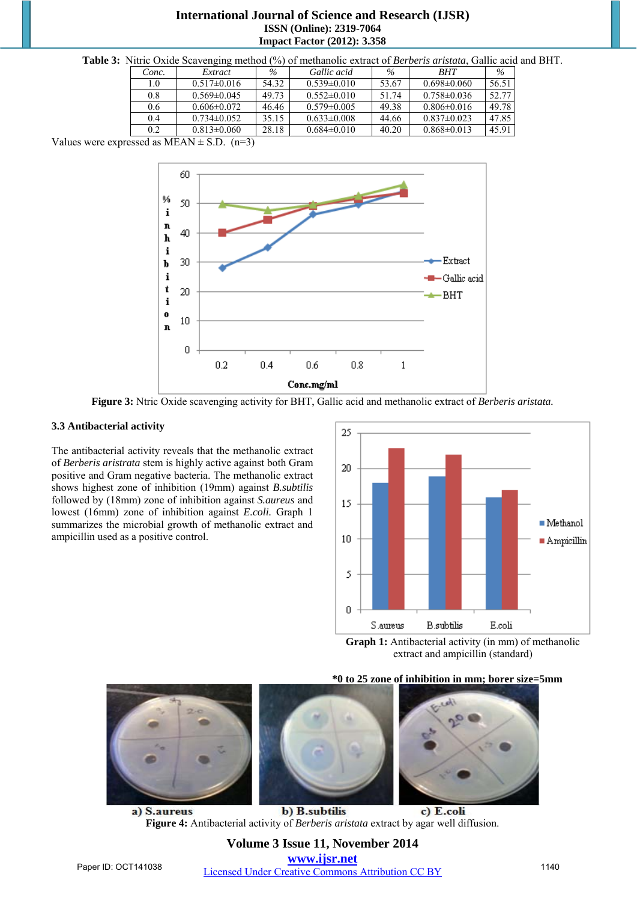**Table 3:** Nitric Oxide Scavenging method (%) of methanolic extract of *Berberis aristata*, Gallic acid and BHT.

| *Conc.* | *Extract* | *%* | *Gallic acid* | *%* | *BHT* | *%* |
|---|---|---|---|---|---|---|
| 1.0 | 0.517±0.016 | 54.32 | 0.539±0.010 | 53.67 | 0.698±0.060 | 56.51 |
| 0.8 | 0.569±0.045 | 49.73 | 0.552±0.010 | 51.74 | 0.758±0.036 | 52.77 |
| 0.6 | 0.606±0.072 | 46.46 | 0.579±0.005 | 49.38 | 0.806±0.016 | 49.78 |
| 0.4 | 0.734±0.052 | 35.15 | 0.633±0.008 | 44.66 | 0.837±0.023 | 47.85 |
| 0.2 | 0.813±0.060 | 28.18 | 0.684±0.010 | 40.20 | 0.868±0.013 | 45.91 |

Values were expressed as MEAN ± S.D. (n=3)

**Figure 3:** Ntric Oxide scavenging activity for BHT, Gallic acid and methanolic extract of *Berberis aristata.*

### 3.3 Antibacterial activity

The antibacterial activity reveals that the methanolic extract of *Berberis aristrata* stem is highly active against both Gram positive and Gram negative bacteria. The methanolic extract shows highest zone of inhibition (19mm) against *B.subtilis* followed by (18mm) zone of inhibition against *S.aureus* and lowest (16mm) zone of inhibition against *E.coli.* Graph 1 summarizes the microbial growth of methanolic extract and ampicillin used as a positive control.

**Graph 1:** Antibacterial activity (in mm) of methanolic extract and ampicillin (standard)

***0 to 25 zone of inhibition in mm; borer size=5mm**

a) S.aureus b) B.subtilis c) E.coli

**Figure 4:** Antibacterial activity of *Berberis aristata* extract by agar well diffusion.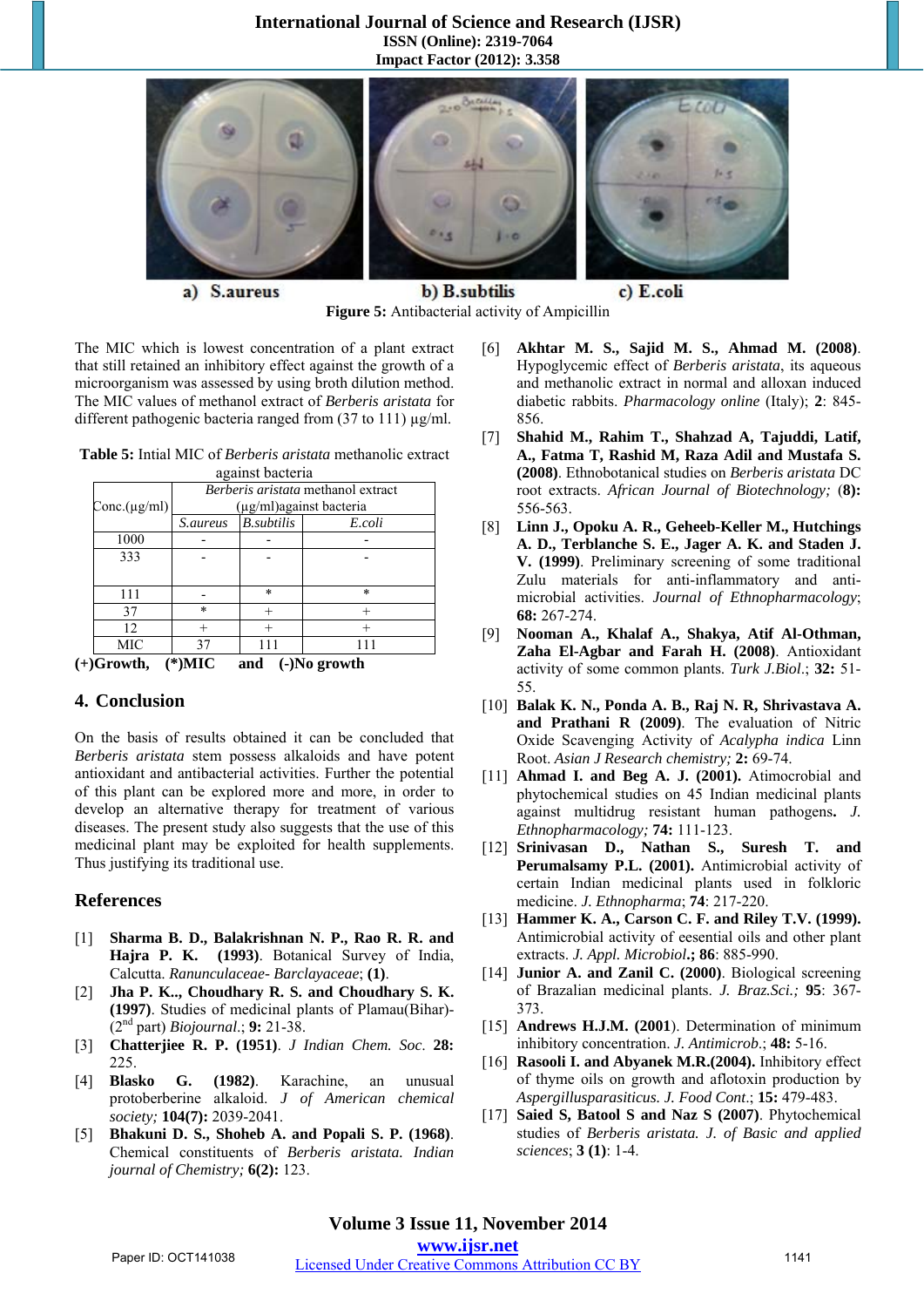a) S.aureus b) B.subtilis c) E.coli

Figure 5: Antibacterial activity of Ampicillin

The MIC which is lowest concentration of a plant extract that still retained an inhibitory effect against the growth of a microorganism was assessed by using broth dilution method. The MIC values of methanol extract of *Berberis aristata* for different pathogenic bacteria ranged from (37 to 111) µg/ml.

**Table 5:** Intial MIC of *Berberis aristata* methanolic extract against bacteria

| Conc.(µg/ml) | *Berberis aristata* methanol extract (µg/ml)against bacteria | | |
|---|---|---|---|
| | *S.aureus* | *B.subtilis* | *E.coli* |
| 1000 | - | - | - |
| 333 | - | - | - |
| 111 | - | * | * |
| 37 | * | + | + |
| 12 | + | + | + |
| MIC | 37 | 111 | 111 |

**(+)Growth, (*)MIC and (-)No growth**

## 4. Conclusion

On the basis of results obtained it can be concluded that *Berberis aristata* stem possess alkaloids and have potent antioxidant and antibacterial activities. Further the potential of this plant can be explored more and more, in order to develop an alternative therapy for treatment of various diseases. The present study also suggests that the use of this medicinal plant may be exploited for health supplements. Thus justifying its traditional use.

## References

[1] **Sharma B. D., Balakrishnan N. P., Rao R. R. and Hajra P. K. (1993)**. Botanical Survey of India, Calcutta. *Ranunculaceae- Barclayaceae*; **(1)**.

[2] **Jha P. K.., Choudhary R. S. and Choudhary S. K. (1997)**. Studies of medicinal plants of Plamau(Bihar)-(2nd part) *Biojournal*.; **9:** 21-38.

[3] **Chatterjiee R. P. (1951)**. *J Indian Chem. Soc*. **28:** 225.

[4] **Blasko G. (1982)**. Karachine, an unusual protoberberine alkaloid. *J of American chemical society;* **104(7):** 2039-2041.

[5] **Bhakuni D. S., Shoheb A. and Popali S. P. (1968)**. Chemical constituents of *Berberis aristata. Indian journal of Chemistry;* **6(2):** 123.

[6] **Akhtar M. S., Sajid M. S., Ahmad M. (2008)**. Hypoglycemic effect of *Berberis aristata*, its aqueous and methanolic extract in normal and alloxan induced diabetic rabbits. *Pharmacology online* (Italy); **2**: 845-856.

[7] **Shahid M., Rahim T., Shahzad A, Tajuddi, Latif, A., Fatma T, Rashid M, Raza Adil and Mustafa S. (2008)**. Ethnobotanical studies on *Berberis aristata* DC root extracts. *African Journal of Biotechnology;* (**8):** 556-563.

[8] **Linn J., Opoku A. R., Geheeb-Keller M., Hutchings A. D., Terblanche S. E., Jager A. K. and Staden J. V. (1999)**. Preliminary screening of some traditional Zulu materials for anti-inflammatory and anti-microbial activities. *Journal of Ethnopharmacology*; **68:** 267-274.

[9] **Nooman A., Khalaf A., Shakya, Atif Al-Othman, Zaha El-Agbar and Farah H. (2008)**. Antioxidant activity of some common plants. *Turk J.Biol*.; **32:** 51-55.

[10] **Balak K. N., Ponda A. B., Raj N. R, Shrivastava A. and Prathani R (2009)**. The evaluation of Nitric Oxide Scavenging Activity of *Acalypha indica* Linn Root. *Asian J Research chemistry;* **2:** 69-74.

[11] **Ahmad I. and Beg A. J. (2001).** Atimocrobial and phytochemical studies on 45 Indian medicinal plants against multidrug resistant human pathogens**.** *J. Ethnopharmacology;* **74:** 111-123.

[12] **Srinivasan D., Nathan S., Suresh T. and Perumalsamy P.L. (2001).** Antimicrobial activity of certain Indian medicinal plants used in folkloric medicine. *J. Ethnopharma*; **74**: 217-220.

[13] **Hammer K. A., Carson C. F. and Riley T.V. (1999).** Antimicrobial activity of eesential oils and other plant extracts. *J. Appl. Microbiol***.; 86**: 885-990.

[14] **Junior A. and Zanil C. (2000)**. Biological screening of Brazalian medicinal plants. *J. Braz.Sci.;* **95**: 367-373.

[15] **Andrews H.J.M. (2001**). Determination of minimum inhibitory concentration. *J. Antimicrob*.; **48:** 5-16.

[16] **Rasooli I. and Abyanek M.R.(2004).** Inhibitory effect of thyme oils on growth and aflotoxin production by *Aspergillusparasiticus. J. Food Cont.;* **15:** 479-483.

[17] **Saied S, Batool S and Naz S (2007)**. Phytochemical studies of *Berberis aristata. J. of Basic and applied sciences*; **3 (1)**: 1-4.